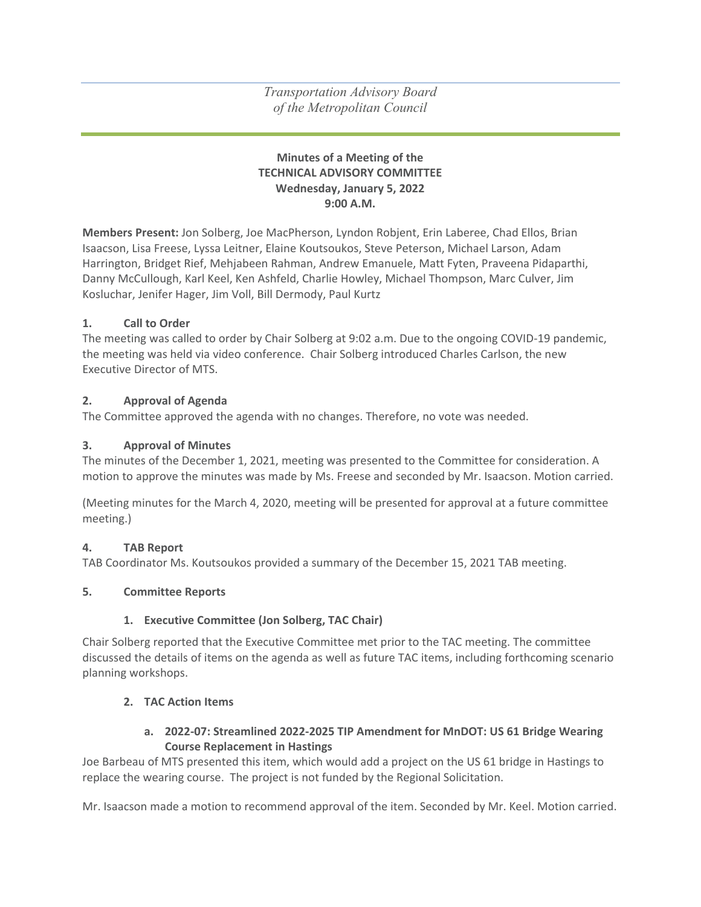*Transportation Advisory Board*
*of the Metropolitan Council*

**Minutes of a Meeting of the**
**TECHNICAL ADVISORY COMMITTEE**
**Wednesday, January 5, 2022**
**9:00 A.M.**

**Members Present:** Jon Solberg, Joe MacPherson, Lyndon Robjent, Erin Laberee, Chad Ellos, Brian Isaacson, Lisa Freese, Lyssa Leitner, Elaine Koutsoukos, Steve Peterson, Michael Larson, Adam Harrington, Bridget Rief, Mehjabeen Rahman, Andrew Emanuele, Matt Fyten, Praveena Pidaparthi, Danny McCullough, Karl Keel, Ken Ashfeld, Charlie Howley, Michael Thompson, Marc Culver, Jim Kosluchar, Jenifer Hager, Jim Voll, Bill Dermody, Paul Kurtz

## 1. Call to Order

The meeting was called to order by Chair Solberg at 9:02 a.m. Due to the ongoing COVID-19 pandemic, the meeting was held via video conference. Chair Solberg introduced Charles Carlson, the new Executive Director of MTS.

## 2. Approval of Agenda

The Committee approved the agenda with no changes. Therefore, no vote was needed.

## 3. Approval of Minutes

The minutes of the December 1, 2021, meeting was presented to the Committee for consideration. A motion to approve the minutes was made by Ms. Freese and seconded by Mr. Isaacson. Motion carried.

(Meeting minutes for the March 4, 2020, meeting will be presented for approval at a future committee meeting.)

## 4. TAB Report

TAB Coordinator Ms. Koutsoukos provided a summary of the December 15, 2021 TAB meeting.

## 5. Committee Reports

### 1. Executive Committee (Jon Solberg, TAC Chair)

Chair Solberg reported that the Executive Committee met prior to the TAC meeting. The committee discussed the details of items on the agenda as well as future TAC items, including forthcoming scenario planning workshops.

### 2. TAC Action Items

#### a. 2022-07: Streamlined 2022-2025 TIP Amendment for MnDOT: US 61 Bridge Wearing Course Replacement in Hastings

Joe Barbeau of MTS presented this item, which would add a project on the US 61 bridge in Hastings to replace the wearing course. The project is not funded by the Regional Solicitation.

Mr. Isaacson made a motion to recommend approval of the item. Seconded by Mr. Keel. Motion carried.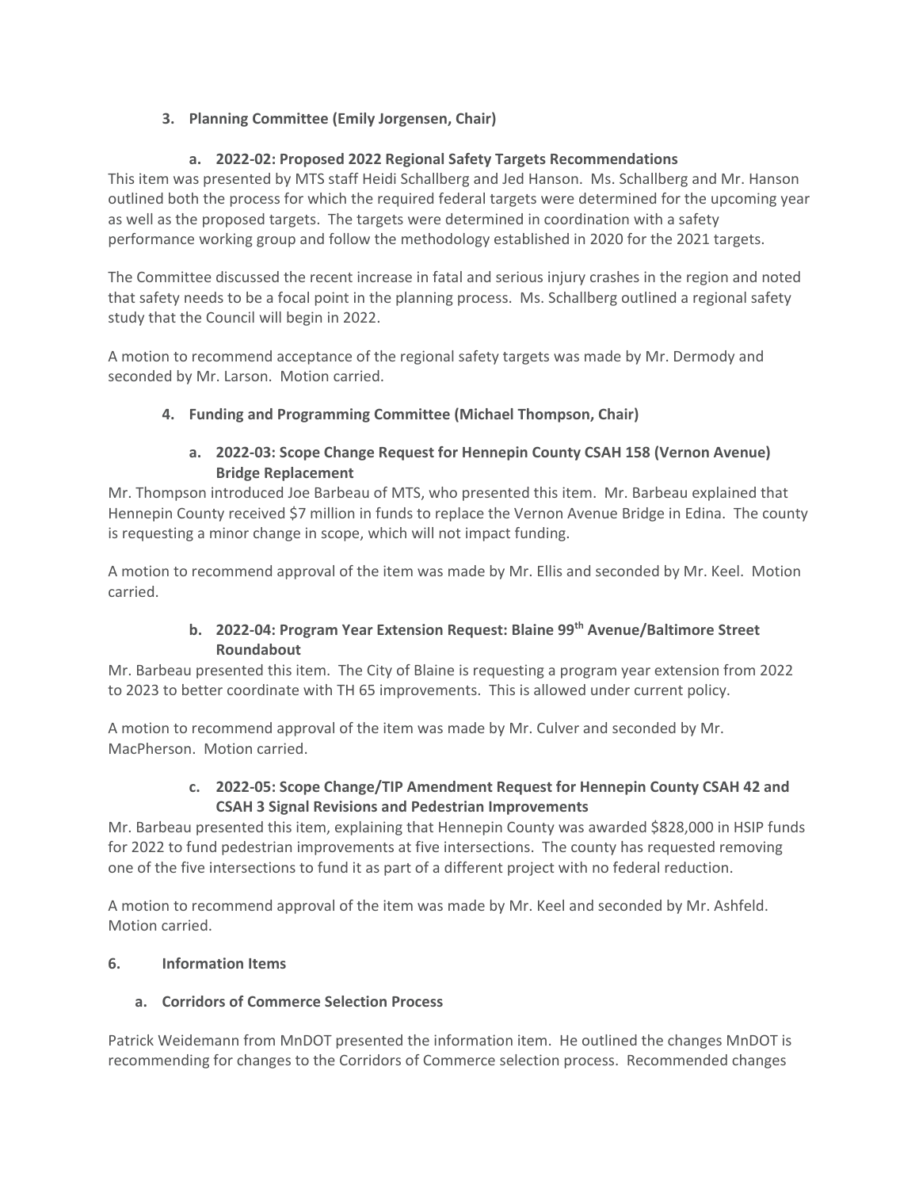### 3. Planning Committee (Emily Jorgensen, Chair)

#### a. 2022-02: Proposed 2022 Regional Safety Targets Recommendations

This item was presented by MTS staff Heidi Schallberg and Jed Hanson. Ms. Schallberg and Mr. Hanson outlined both the process for which the required federal targets were determined for the upcoming year as well as the proposed targets. The targets were determined in coordination with a safety performance working group and follow the methodology established in 2020 for the 2021 targets.

The Committee discussed the recent increase in fatal and serious injury crashes in the region and noted that safety needs to be a focal point in the planning process. Ms. Schallberg outlined a regional safety study that the Council will begin in 2022.

A motion to recommend acceptance of the regional safety targets was made by Mr. Dermody and seconded by Mr. Larson. Motion carried.

### 4. Funding and Programming Committee (Michael Thompson, Chair)

#### a. 2022-03: Scope Change Request for Hennepin County CSAH 158 (Vernon Avenue) Bridge Replacement

Mr. Thompson introduced Joe Barbeau of MTS, who presented this item. Mr. Barbeau explained that Hennepin County received $7 million in funds to replace the Vernon Avenue Bridge in Edina. The county is requesting a minor change in scope, which will not impact funding.

A motion to recommend approval of the item was made by Mr. Ellis and seconded by Mr. Keel. Motion carried.

#### b. 2022-04: Program Year Extension Request: Blaine 99th Avenue/Baltimore Street Roundabout

Mr. Barbeau presented this item. The City of Blaine is requesting a program year extension from 2022 to 2023 to better coordinate with TH 65 improvements. This is allowed under current policy.

A motion to recommend approval of the item was made by Mr. Culver and seconded by Mr. MacPherson. Motion carried.

#### c. 2022-05: Scope Change/TIP Amendment Request for Hennepin County CSAH 42 and CSAH 3 Signal Revisions and Pedestrian Improvements

Mr. Barbeau presented this item, explaining that Hennepin County was awarded $828,000 in HSIP funds for 2022 to fund pedestrian improvements at five intersections. The county has requested removing one of the five intersections to fund it as part of a different project with no federal reduction.

A motion to recommend approval of the item was made by Mr. Keel and seconded by Mr. Ashfeld. Motion carried.

## 6. Information Items

### a. Corridors of Commerce Selection Process

Patrick Weidemann from MnDOT presented the information item. He outlined the changes MnDOT is recommending for changes to the Corridors of Commerce selection process. Recommended changes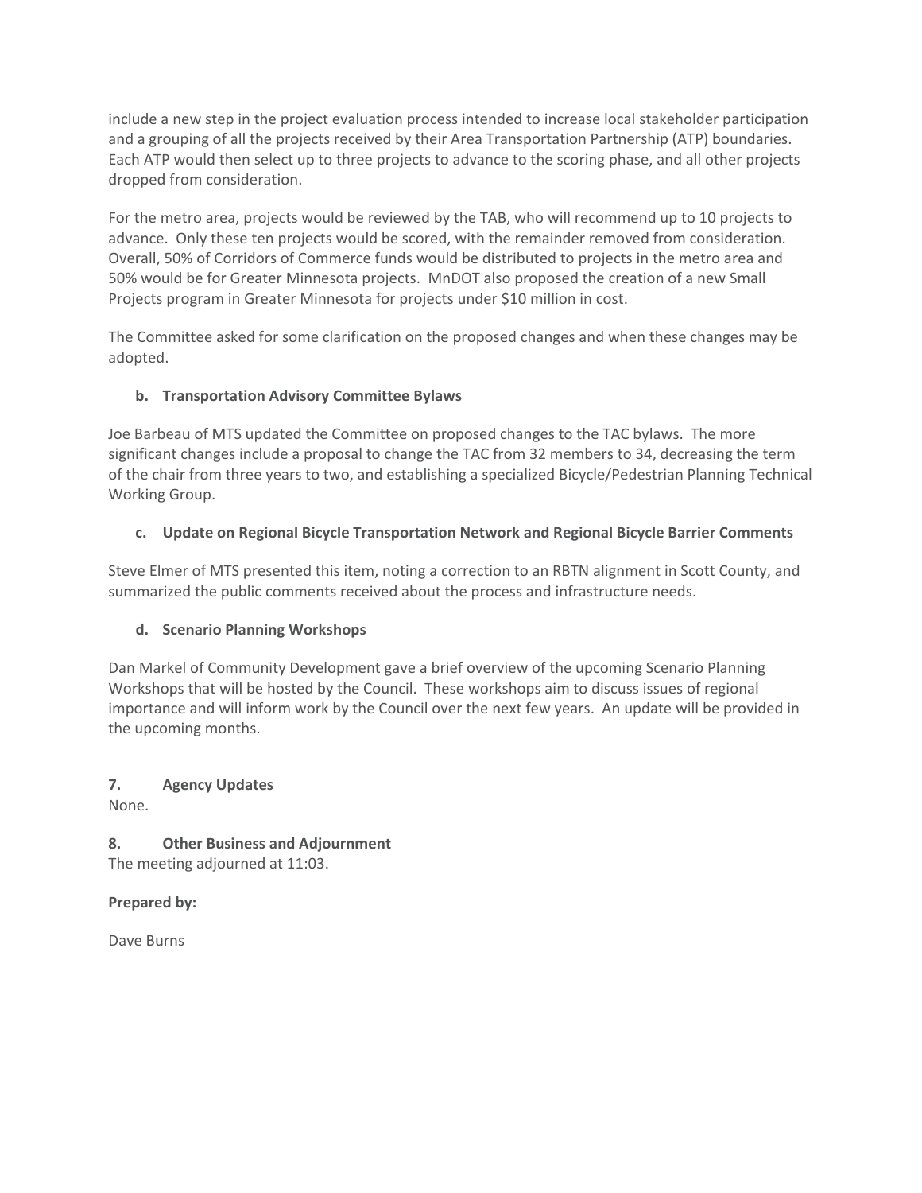include a new step in the project evaluation process intended to increase local stakeholder participation and a grouping of all the projects received by their Area Transportation Partnership (ATP) boundaries. Each ATP would then select up to three projects to advance to the scoring phase, and all other projects dropped from consideration.

For the metro area, projects would be reviewed by the TAB, who will recommend up to 10 projects to advance. Only these ten projects would be scored, with the remainder removed from consideration. Overall, 50% of Corridors of Commerce funds would be distributed to projects in the metro area and 50% would be for Greater Minnesota projects. MnDOT also proposed the creation of a new Small Projects program in Greater Minnesota for projects under $10 million in cost.

The Committee asked for some clarification on the proposed changes and when these changes may be adopted.

**b. Transportation Advisory Committee Bylaws**

Joe Barbeau of MTS updated the Committee on proposed changes to the TAC bylaws. The more significant changes include a proposal to change the TAC from 32 members to 34, decreasing the term of the chair from three years to two, and establishing a specialized Bicycle/Pedestrian Planning Technical Working Group.

**c. Update on Regional Bicycle Transportation Network and Regional Bicycle Barrier Comments**

Steve Elmer of MTS presented this item, noting a correction to an RBTN alignment in Scott County, and summarized the public comments received about the process and infrastructure needs.

**d. Scenario Planning Workshops**

Dan Markel of Community Development gave a brief overview of the upcoming Scenario Planning Workshops that will be hosted by the Council. These workshops aim to discuss issues of regional importance and will inform work by the Council over the next few years. An update will be provided in the upcoming months.

**7. Agency Updates**

None.

**8. Other Business and Adjournment**

The meeting adjourned at 11:03.

**Prepared by:**

Dave Burns